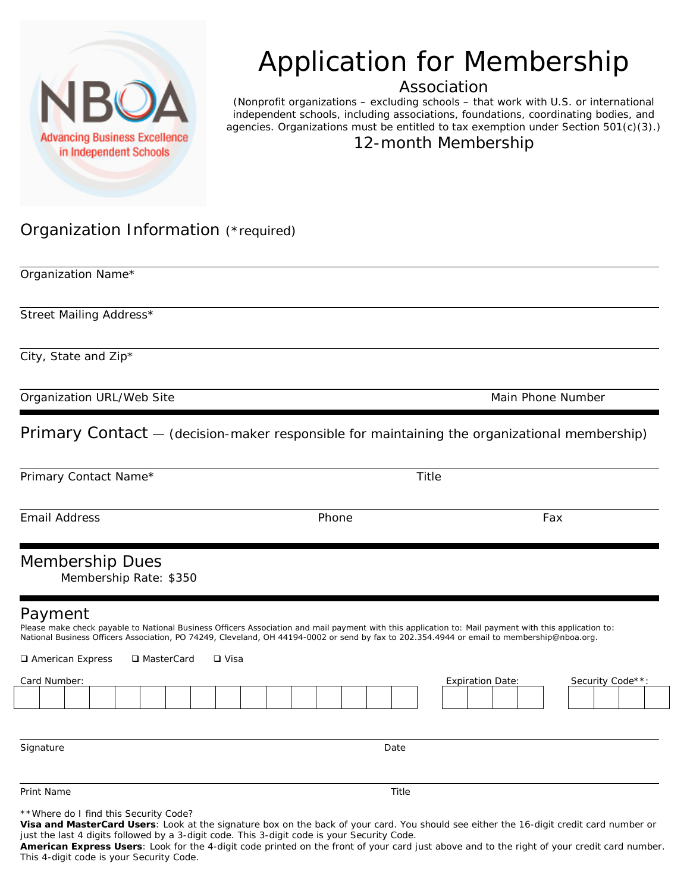# Application for Membership

## Association

(Nonprofit organizations – excluding schools – that work with U.S. or international independent schools, including associations, foundations, coordinating bodies, and agencies. Organizations must be entitled to tax exemption under Section 501(c)(3).)

## 12-month Membership

## Organization Information (*required)

Organization Name*

Street Mailing Address*

City, State and Zip*

Organization URL/Web Site Main Phone Number

## Primary Contact — (decision-maker responsible for maintaining the organizational membership)

Primary Contact Name* Title

Email Address Phone Fax

## Membership Dues

Membership Rate: $350

## Payment

Please make check payable to National Business Officers Association and mail payment with this application to: Mail payment with this application to: National Business Officers Association, PO 74249, Cleveland, OH 44194-0002 or send by fax to 202.354.4944 or email to membership@nboa.org.

❑ American Express ❑ MasterCard ❑ Visa

Card Number: Expiration Date: Security Code**:

Signature Date

Print Name Title

**Where do I find this Security Code?

**Visa and MasterCard Users**: Look at the signature box on the back of your card. You should see either the 16-digit credit card number or just the last 4 digits followed by a 3-digit code. This 3-digit code is your Security Code.

**American Express Users**: Look for the 4-digit code printed on the front of your card just above and to the right of your credit card number. This 4-digit code is your Security Code.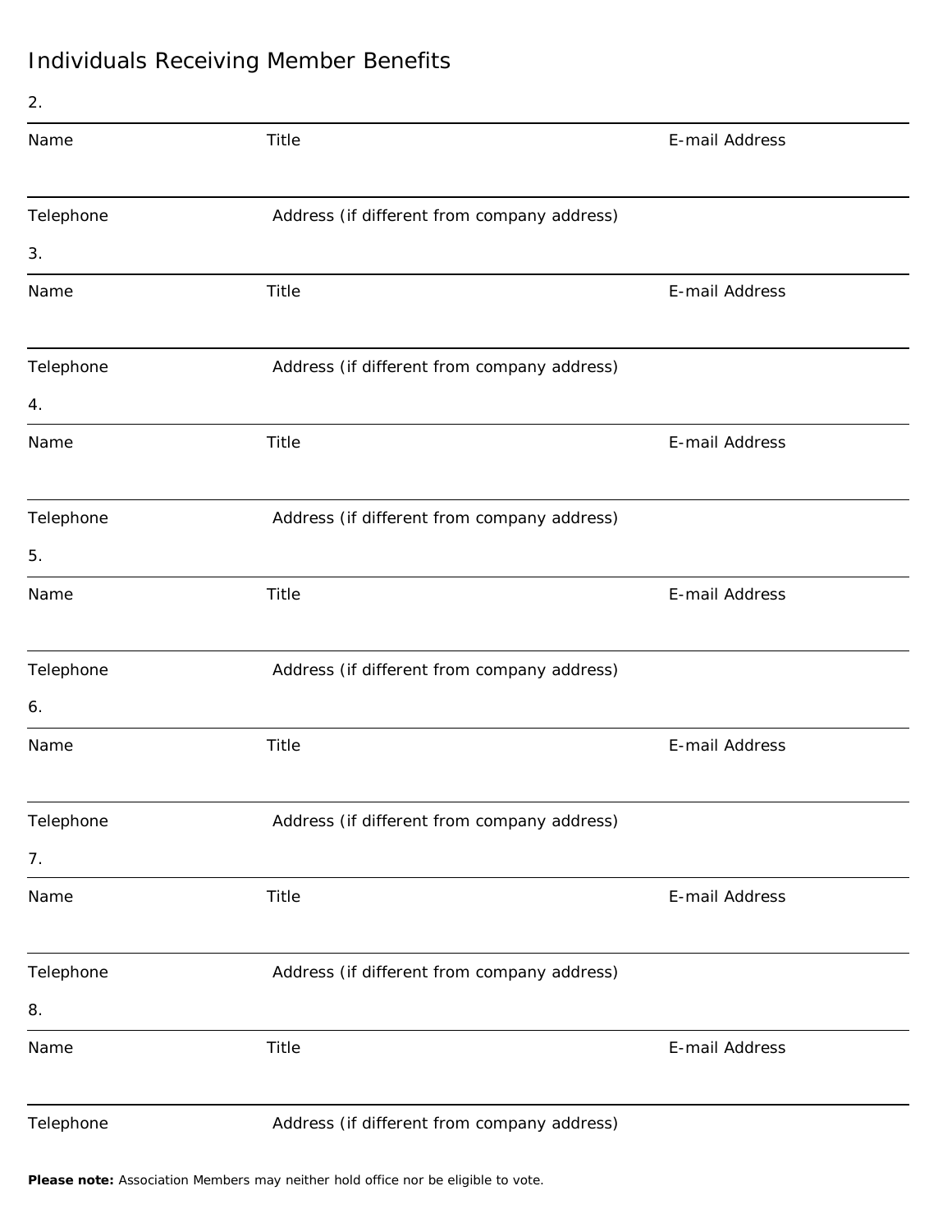# Individuals Receiving Member Benefits

2.

Name Title E-mail Address

Telephone Address (if different from company address)

3.

Name Title E-mail Address

Telephone Address (if different from company address)

4.

Name Title E-mail Address

Telephone Address (if different from company address)

5.

Name Title E-mail Address

Telephone Address (if different from company address)

6.

Name Title E-mail Address

Telephone Address (if different from company address)

7.

Name Title E-mail Address

Telephone Address (if different from company address)

8.

Name Title E-mail Address

Telephone Address (if different from company address)

**Please note:** Association Members may neither hold office nor be eligible to vote.